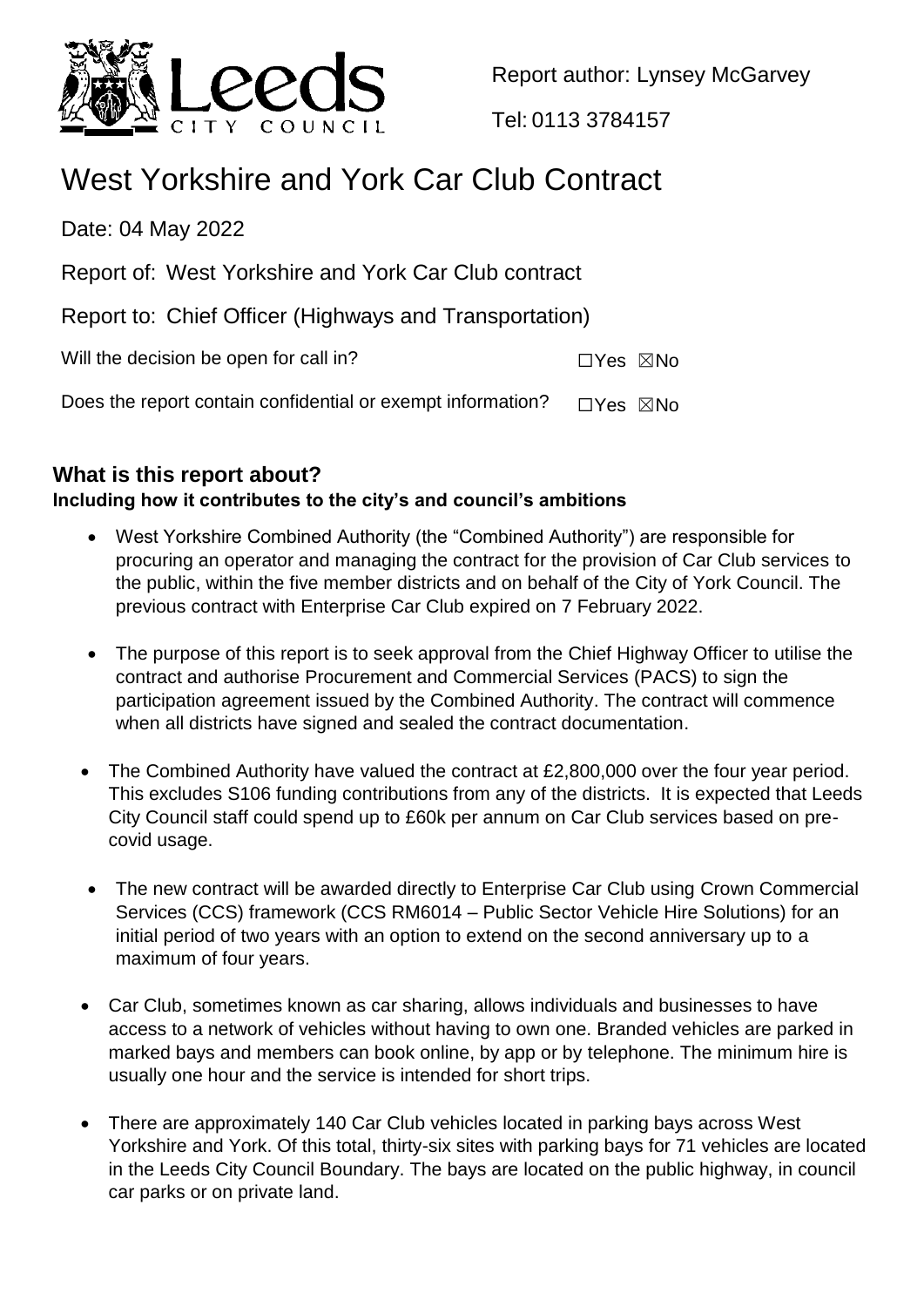Report author: Lynsey McGarvey

Tel: 0113 3784157

# West Yorkshire and York Car Club Contract

Date: 04 May 2022

Report of: West Yorkshire and York Car Club contract

Report to: Chief Officer (Highways and Transportation)

Will the decision be open for call in? ☐Yes ☒No

Does the report contain confidential or exempt information? ☐Yes ☒No

## What is this report about?

**Including how it contributes to the city's and council's ambitions**

- West Yorkshire Combined Authority (the "Combined Authority") are responsible for procuring an operator and managing the contract for the provision of Car Club services to the public, within the five member districts and on behalf of the City of York Council. The previous contract with Enterprise Car Club expired on 7 February 2022.
- The purpose of this report is to seek approval from the Chief Highway Officer to utilise the contract and authorise Procurement and Commercial Services (PACS) to sign the participation agreement issued by the Combined Authority. The contract will commence when all districts have signed and sealed the contract documentation.
- The Combined Authority have valued the contract at £2,800,000 over the four year period. This excludes S106 funding contributions from any of the districts. It is expected that Leeds City Council staff could spend up to £60k per annum on Car Club services based on pre-covid usage.
- The new contract will be awarded directly to Enterprise Car Club using Crown Commercial Services (CCS) framework (CCS RM6014 – Public Sector Vehicle Hire Solutions) for an initial period of two years with an option to extend on the second anniversary up to a maximum of four years.
- Car Club, sometimes known as car sharing, allows individuals and businesses to have access to a network of vehicles without having to own one. Branded vehicles are parked in marked bays and members can book online, by app or by telephone. The minimum hire is usually one hour and the service is intended for short trips.
- There are approximately 140 Car Club vehicles located in parking bays across West Yorkshire and York. Of this total, thirty-six sites with parking bays for 71 vehicles are located in the Leeds City Council Boundary. The bays are located on the public highway, in council car parks or on private land.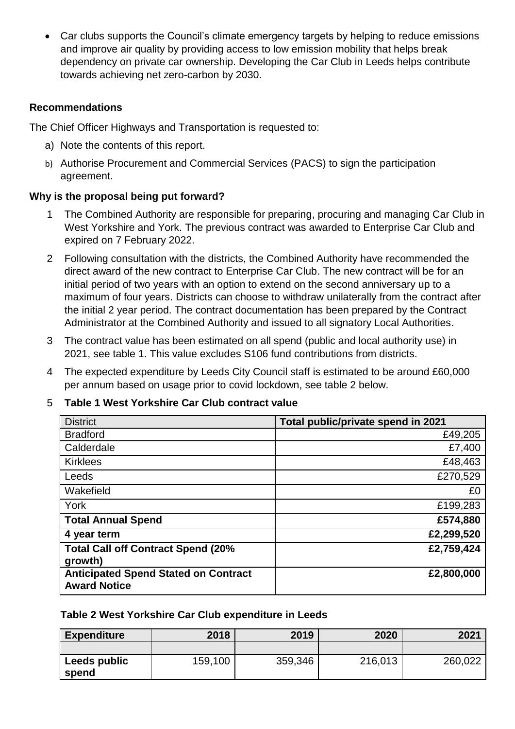- Car clubs supports the Council's climate emergency targets by helping to reduce emissions and improve air quality by providing access to low emission mobility that helps break dependency on private car ownership. Developing the Car Club in Leeds helps contribute towards achieving net zero-carbon by 2030.

**Recommendations**

The Chief Officer Highways and Transportation is requested to:

a) Note the contents of this report.

b) Authorise Procurement and Commercial Services (PACS) to sign the participation agreement.

**Why is the proposal being put forward?**

1 The Combined Authority are responsible for preparing, procuring and managing Car Club in West Yorkshire and York. The previous contract was awarded to Enterprise Car Club and expired on 7 February 2022.

2 Following consultation with the districts, the Combined Authority have recommended the direct award of the new contract to Enterprise Car Club. The new contract will be for an initial period of two years with an option to extend on the second anniversary up to a maximum of four years. Districts can choose to withdraw unilaterally from the contract after the initial 2 year period. The contract documentation has been prepared by the Contract Administrator at the Combined Authority and issued to all signatory Local Authorities.

3 The contract value has been estimated on all spend (public and local authority use) in 2021, see table 1. This value excludes S106 fund contributions from districts.

4 The expected expenditure by Leeds City Council staff is estimated to be around £60,000 per annum based on usage prior to covid lockdown, see table 2 below.

5 **Table 1 West Yorkshire Car Club contract value**

| District | Total public/private spend in 2021 |
|---|---:|
| Bradford | £49,205 |
| Calderdale | £7,400 |
| Kirklees | £48,463 |
| Leeds | £270,529 |
| Wakefield | £0 |
| York | £199,283 |
| **Total Annual Spend** | **£574,880** |
| **4 year term** | **£2,299,520** |
| **Total Call off Contract Spend (20% growth)** | **£2,759,424** |
| **Anticipated Spend Stated on Contract Award Notice** | **£2,800,000** |

**Table 2 West Yorkshire Car Club expenditure in Leeds**

| Expenditure | 2018 | 2019 | 2020 | 2021 |
|---|---:|---:|---:|---:|
| | | | | |
| **Leeds public spend** | 159,100 | 359,346 | 216,013 | 260,022 |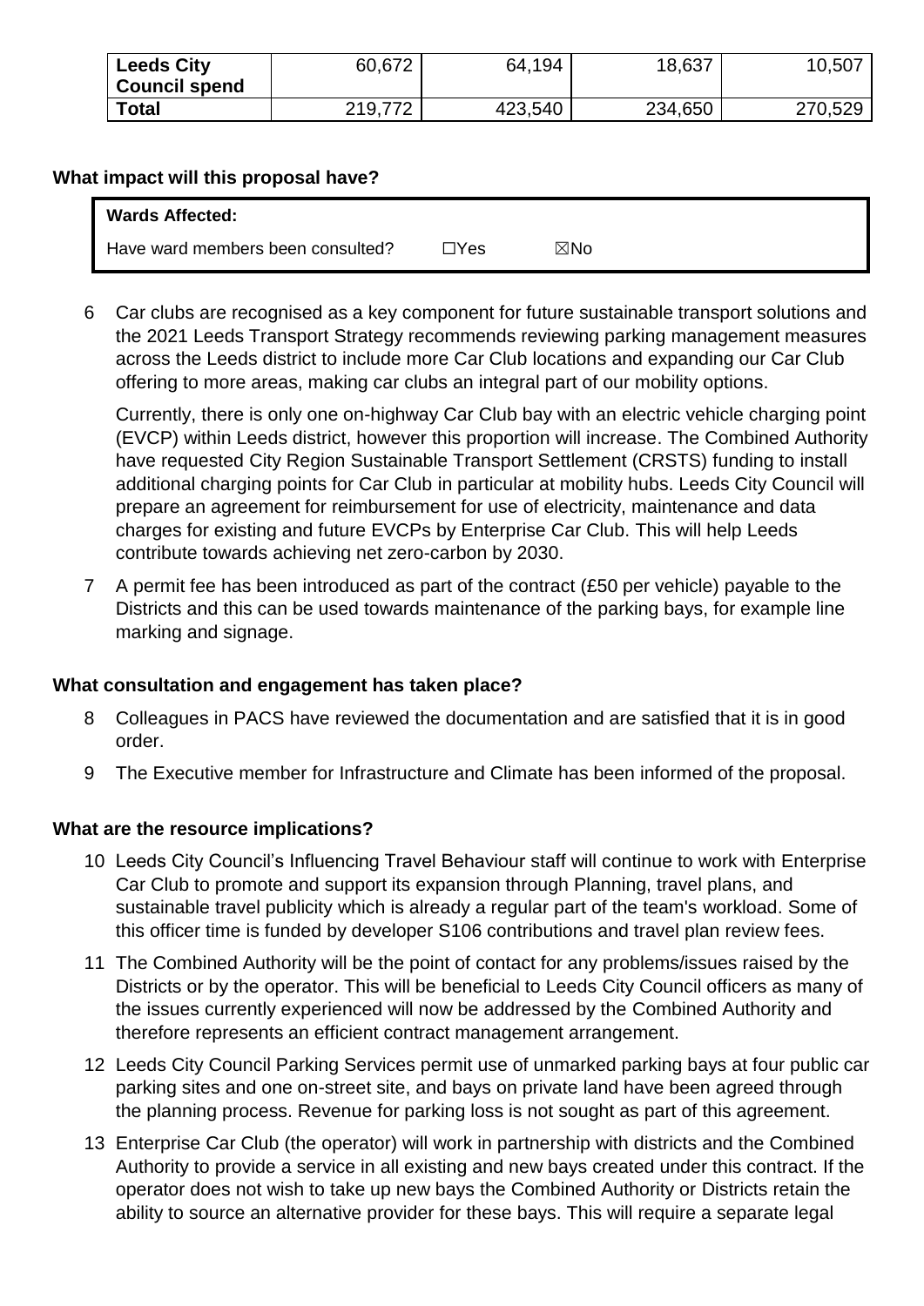| Leeds City Council spend | 60,672 | 64,194 | 18,637 | 10,507 |
|---|---|---|---|---|
| **Total** | 219,772 | 423,540 | 234,650 | 270,529 |

**What impact will this proposal have?**

| **Wards Affected:** | | |
|---|---|---|
| Have ward members been consulted? | ☐Yes | ☒No |

6 Car clubs are recognised as a key component for future sustainable transport solutions and the 2021 Leeds Transport Strategy recommends reviewing parking management measures across the Leeds district to include more Car Club locations and expanding our Car Club offering to more areas, making car clubs an integral part of our mobility options.

Currently, there is only one on-highway Car Club bay with an electric vehicle charging point (EVCP) within Leeds district, however this proportion will increase. The Combined Authority have requested City Region Sustainable Transport Settlement (CRSTS) funding to install additional charging points for Car Club in particular at mobility hubs. Leeds City Council will prepare an agreement for reimbursement for use of electricity, maintenance and data charges for existing and future EVCPs by Enterprise Car Club. This will help Leeds contribute towards achieving net zero-carbon by 2030.

7 A permit fee has been introduced as part of the contract (£50 per vehicle) payable to the Districts and this can be used towards maintenance of the parking bays, for example line marking and signage.

**What consultation and engagement has taken place?**

8 Colleagues in PACS have reviewed the documentation and are satisfied that it is in good order.

9 The Executive member for Infrastructure and Climate has been informed of the proposal.

**What are the resource implications?**

10 Leeds City Council's Influencing Travel Behaviour staff will continue to work with Enterprise Car Club to promote and support its expansion through Planning, travel plans, and sustainable travel publicity which is already a regular part of the team's workload. Some of this officer time is funded by developer S106 contributions and travel plan review fees.

11 The Combined Authority will be the point of contact for any problems/issues raised by the Districts or by the operator. This will be beneficial to Leeds City Council officers as many of the issues currently experienced will now be addressed by the Combined Authority and therefore represents an efficient contract management arrangement.

12 Leeds City Council Parking Services permit use of unmarked parking bays at four public car parking sites and one on-street site, and bays on private land have been agreed through the planning process. Revenue for parking loss is not sought as part of this agreement.

13 Enterprise Car Club (the operator) will work in partnership with districts and the Combined Authority to provide a service in all existing and new bays created under this contract. If the operator does not wish to take up new bays the Combined Authority or Districts retain the ability to source an alternative provider for these bays. This will require a separate legal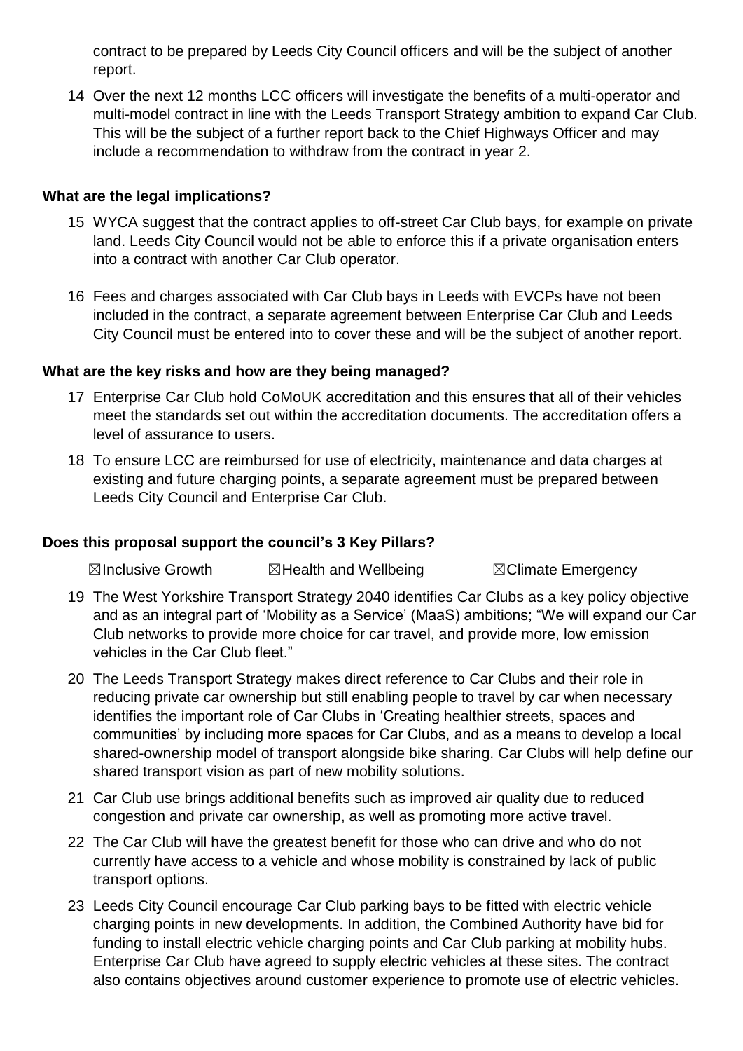contract to be prepared by Leeds City Council officers and will be the subject of another report.

14 Over the next 12 months LCC officers will investigate the benefits of a multi-operator and multi-model contract in line with the Leeds Transport Strategy ambition to expand Car Club. This will be the subject of a further report back to the Chief Highways Officer and may include a recommendation to withdraw from the contract in year 2.

**What are the legal implications?**

15 WYCA suggest that the contract applies to off-street Car Club bays, for example on private land. Leeds City Council would not be able to enforce this if a private organisation enters into a contract with another Car Club operator.

16 Fees and charges associated with Car Club bays in Leeds with EVCPs have not been included in the contract, a separate agreement between Enterprise Car Club and Leeds City Council must be entered into to cover these and will be the subject of another report.

**What are the key risks and how are they being managed?**

17 Enterprise Car Club hold CoMoUK accreditation and this ensures that all of their vehicles meet the standards set out within the accreditation documents. The accreditation offers a level of assurance to users.

18 To ensure LCC are reimbursed for use of electricity, maintenance and data charges at existing and future charging points, a separate agreement must be prepared between Leeds City Council and Enterprise Car Club.

**Does this proposal support the council's 3 Key Pillars?**

☒Inclusive Growth ☒Health and Wellbeing ☒Climate Emergency

19 The West Yorkshire Transport Strategy 2040 identifies Car Clubs as a key policy objective and as an integral part of 'Mobility as a Service' (MaaS) ambitions; "We will expand our Car Club networks to provide more choice for car travel, and provide more, low emission vehicles in the Car Club fleet."

20 The Leeds Transport Strategy makes direct reference to Car Clubs and their role in reducing private car ownership but still enabling people to travel by car when necessary identifies the important role of Car Clubs in 'Creating healthier streets, spaces and communities' by including more spaces for Car Clubs, and as a means to develop a local shared-ownership model of transport alongside bike sharing. Car Clubs will help define our shared transport vision as part of new mobility solutions.

21 Car Club use brings additional benefits such as improved air quality due to reduced congestion and private car ownership, as well as promoting more active travel.

22 The Car Club will have the greatest benefit for those who can drive and who do not currently have access to a vehicle and whose mobility is constrained by lack of public transport options.

23 Leeds City Council encourage Car Club parking bays to be fitted with electric vehicle charging points in new developments. In addition, the Combined Authority have bid for funding to install electric vehicle charging points and Car Club parking at mobility hubs. Enterprise Car Club have agreed to supply electric vehicles at these sites. The contract also contains objectives around customer experience to promote use of electric vehicles.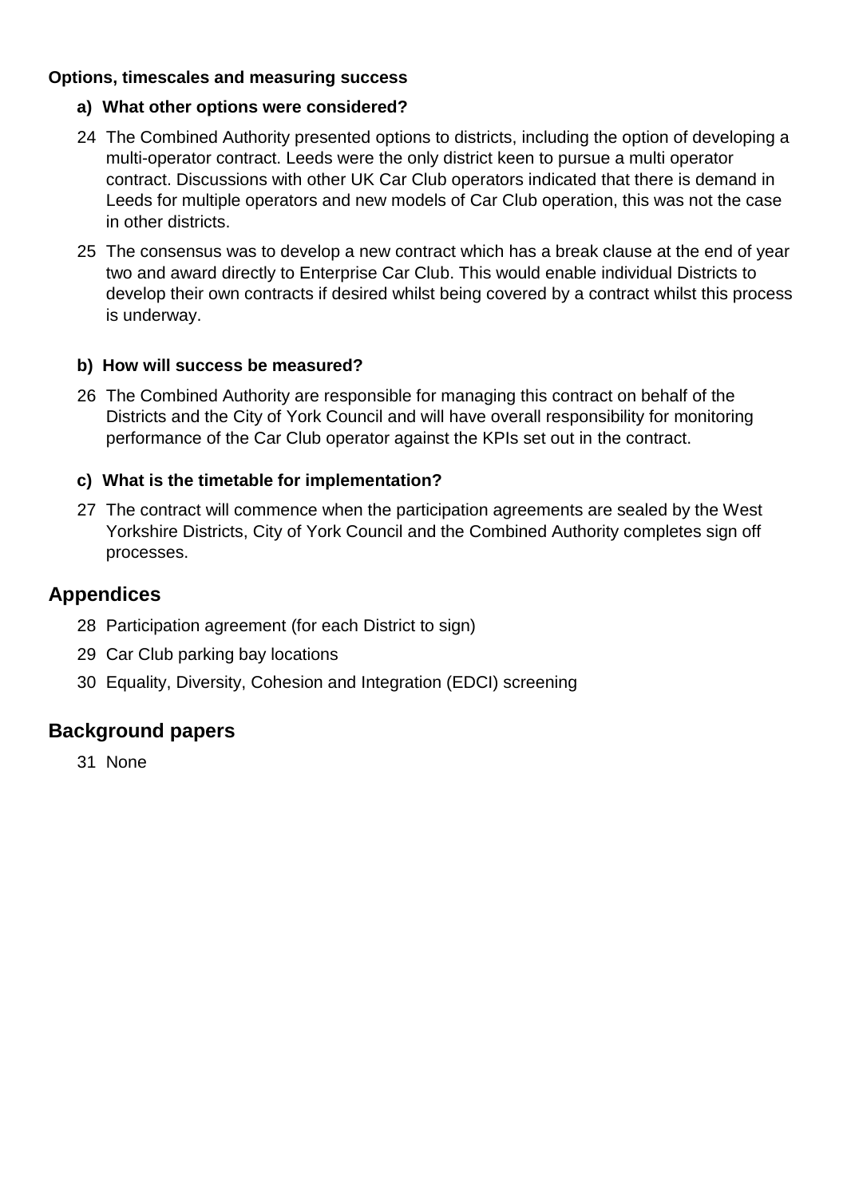**Options, timescales and measuring success**

**a) What other options were considered?**

24 The Combined Authority presented options to districts, including the option of developing a multi-operator contract. Leeds were the only district keen to pursue a multi operator contract. Discussions with other UK Car Club operators indicated that there is demand in Leeds for multiple operators and new models of Car Club operation, this was not the case in other districts.

25 The consensus was to develop a new contract which has a break clause at the end of year two and award directly to Enterprise Car Club. This would enable individual Districts to develop their own contracts if desired whilst being covered by a contract whilst this process is underway.

**b) How will success be measured?**

26 The Combined Authority are responsible for managing this contract on behalf of the Districts and the City of York Council and will have overall responsibility for monitoring performance of the Car Club operator against the KPIs set out in the contract.

**c) What is the timetable for implementation?**

27 The contract will commence when the participation agreements are sealed by the West Yorkshire Districts, City of York Council and the Combined Authority completes sign off processes.

## Appendices

28 Participation agreement (for each District to sign)

29 Car Club parking bay locations

30 Equality, Diversity, Cohesion and Integration (EDCI) screening

## Background papers

31 None